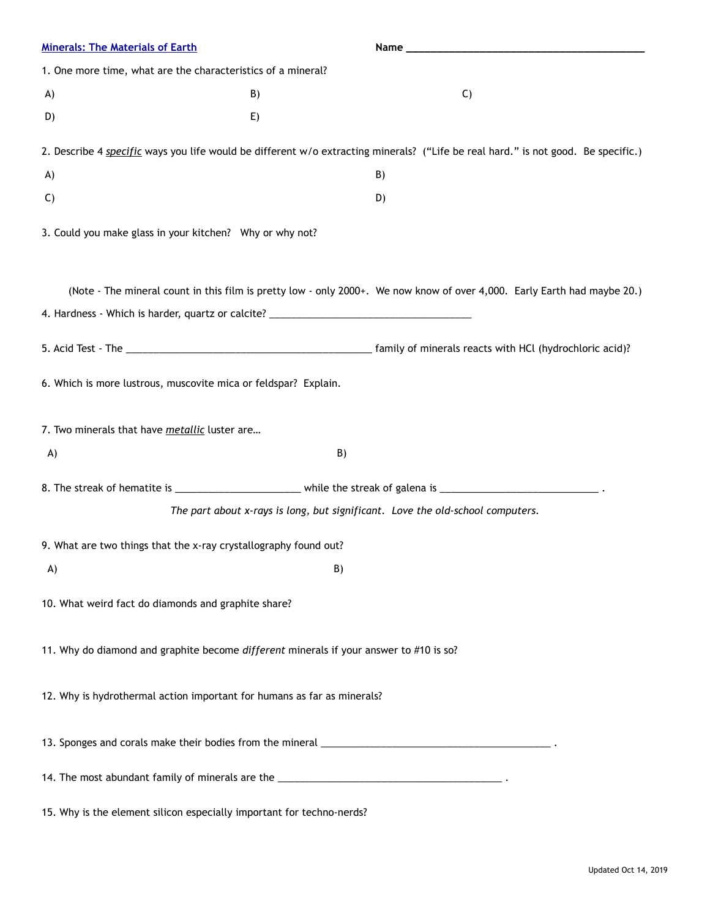**Minerals: The Materials of Earth** Name ____________________________________________

1. One more time, what are the characteristics of a mineral?

A) B) C)

D) E)

2. Describe 4 *specific* ways you life would be different w/o extracting minerals? ("Life be real hard." is not good. Be specific.)

A) B)

C) D)

3. Could you make glass in your kitchen? Why or why not?

(Note - The mineral count in this film is pretty low - only 2000+. We now know of over 4,000. Early Earth had maybe 20.)

4. Hardness - Which is harder, quartz or calcite? ______________________________________

5. Acid Test - The ______________________________________________ family of minerals reacts with HCl (hydrochloric acid)?

6. Which is more lustrous, muscovite mica or feldspar? Explain.

7. Two minerals that have *metallic* luster are…

A) B)

8. The streak of hematite is _______________________ while the streak of galena is _____________________________ .

*The part about x-rays is long, but significant. Love the old-school computers.*

9. What are two things that the x-ray crystallography found out?

A) B)

10. What weird fact do diamonds and graphite share?

11. Why do diamond and graphite become *different* minerals if your answer to #10 is so?

12. Why is hydrothermal action important for humans as far as minerals?

13. Sponges and corals make their bodies from the mineral ___________________________________________ .

14. The most abundant family of minerals are the __________________________________________ .

15. Why is the element silicon especially important for techno-nerds?

Updated Oct 14, 2019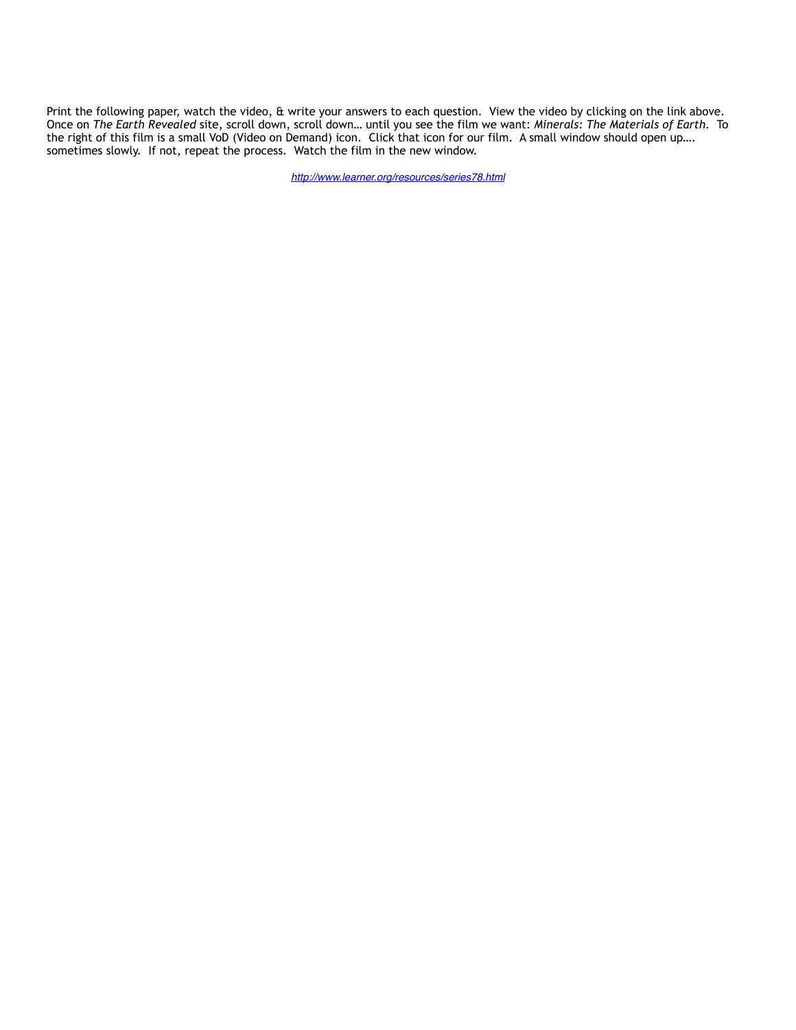Print the following paper, watch the video, & write your answers to each question. View the video by clicking on the link above. Once on *The Earth Revealed* site, scroll down, scroll down… until you see the film we want: *Minerals: The Materials of Earth*. To the right of this film is a small VoD (Video on Demand) icon. Click that icon for our film. A small window should open up…. sometimes slowly. If not, repeat the process. Watch the film in the new window.

*http://www.learner.org/resources/series78.html*